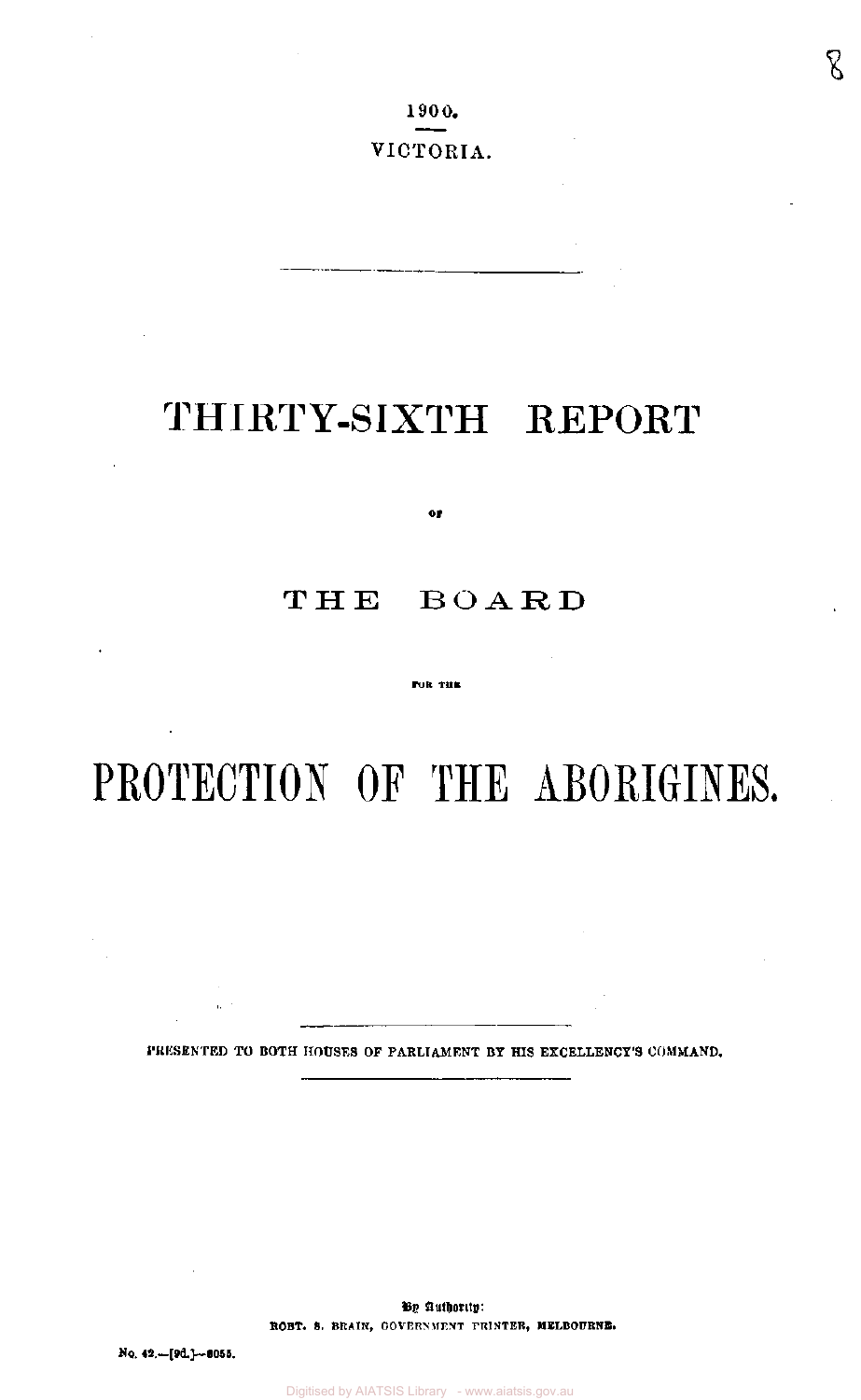1900.

VICTORIA.

# THIRTY-SIXTH REPORT

OF

## THE BOARD

FOR THE

# PROTECTION OF THE ABORIGINES.

PRESENTED TO BOTH HOUSES OF PARLIAMENT BY HIS EXCELLENCY'S COMMAND.

By Authority:
ROBT. S. BRAIN, GOVERNMENT PRINTER, MELBOURNE.

No. 42.—[9d.]—8055.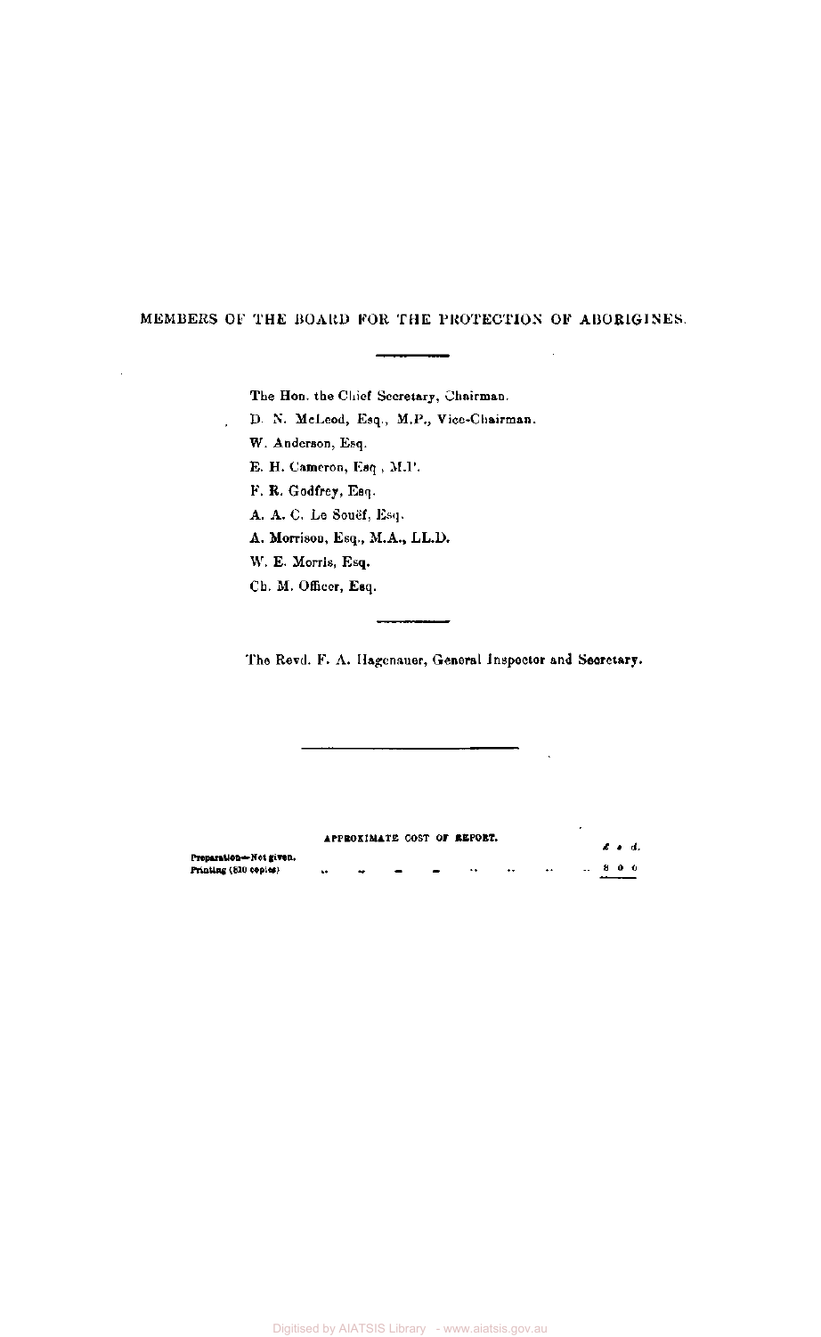## MEMBERS OF THE BOARD FOR THE PROTECTION OF ABORIGINES.

The Hon. the Chief Secretary, Chairman.

D. N. McLeod, Esq., M.P., Vice-Chairman.

W. Anderson, Esq.

E. H. Cameron, Esq., M.P.

F. R. Godfrey, Esq.

A. A. C. Le Souëf, Esq.

A. Morrison, Esq., M.A., LL.D.

W. E. Morris, Esq.

Ch. M. Officer, Esq.

The Revd. F. A. Hagenauer, General Inspector and Secretary.

APPROXIMATE COST OF REPORT.

| | £ | s. | d. |
|---|---|---|---|
| Preparation—Not given. | | | |
| Printing (810 copies) | 8 | 0 | 0 |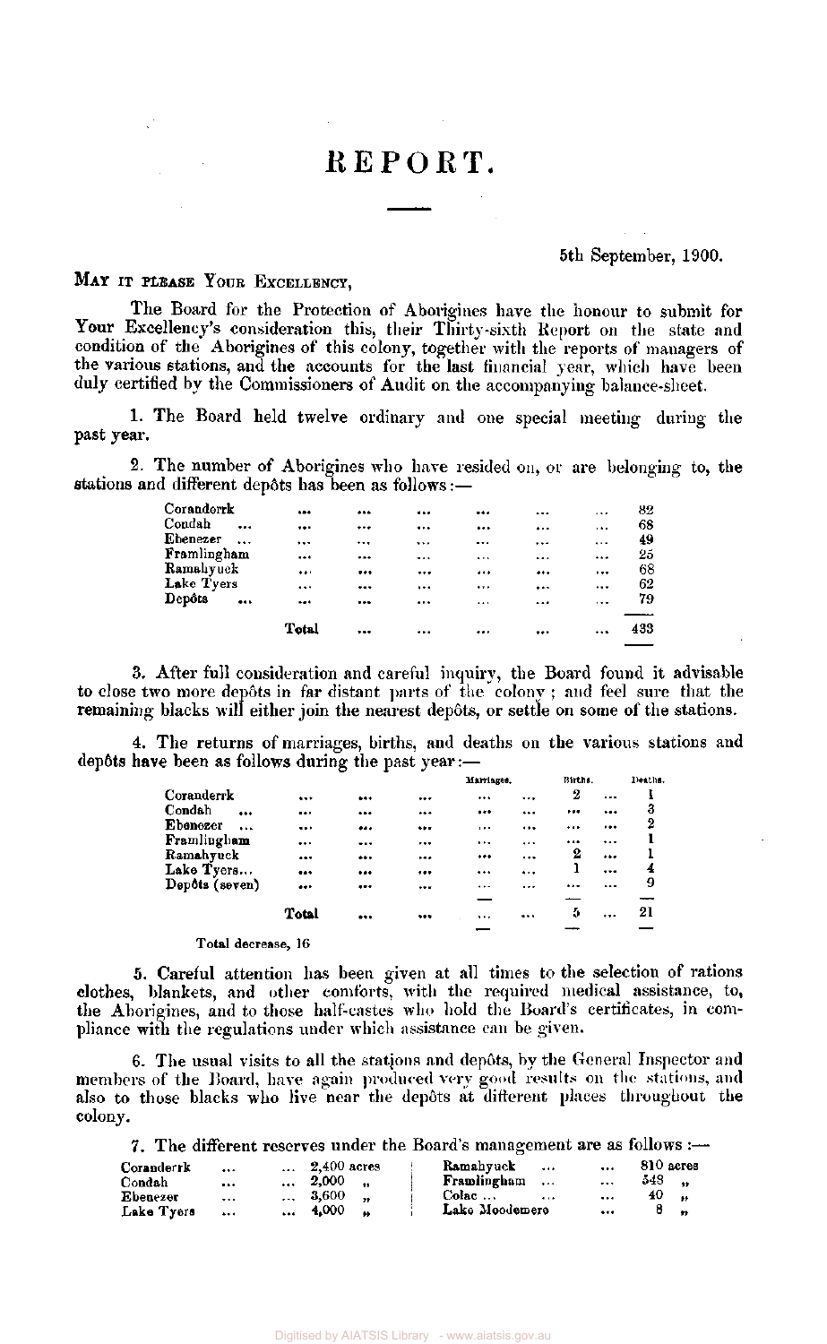# REPORT.

5th September, 1900.

MAY IT PLEASE YOUR EXCELLENCY,

The Board for the Protection of Aborigines have the honour to submit for Your Excellency's consideration this, their Thirty-sixth Report on the state and condition of the Aborigines of this colony, together with the reports of managers of the various stations, and the accounts for the last financial year, which have been duly certified by the Commissioners of Audit on the accompanying balance-sheet.

1. The Board held twelve ordinary and one special meeting during the past year.

2. The number of Aborigines who have resided on, or are belonging to, the stations and different depôts has been as follows:—

| | |
|---|---|
| Coranderrk | 82 |
| Condah | 68 |
| Ebenezer | 49 |
| Framlingham | 25 |
| Ramahyuck | 68 |
| Lake Tyers | 62 |
| Depôts | 79 |
| Total | 433 |

3. After full consideration and careful inquiry, the Board found it advisable to close two more depôts in far distant parts of the colony; and feel sure that the remaining blacks will either join the nearest depôts, or settle on some of the stations.

4. The returns of marriages, births, and deaths on the various stations and depôts have been as follows during the past year:—

| | Marriages. | Births. | Deaths. |
|---|---|---|---|
| Coranderrk | ... | 2 | 1 |
| Condah | ... | ... | 3 |
| Ebenezer | ... | ... | 2 |
| Framlingham | ... | ... | 1 |
| Ramahyuck | ... | 2 | 1 |
| Lake Tyers... | ... | 1 | 4 |
| Depôts (seven) | ... | ... | 9 |
| Total | ... | 5 | 21 |

Total decrease, 16

5. Careful attention has been given at all times to the selection of rations clothes, blankets, and other comforts, with the required medical assistance, to, the Aborigines, and to those half-castes who hold the Board's certificates, in compliance with the regulations under which assistance can be given.

6. The usual visits to all the stations and depôts, by the General Inspector and members of the Board, have again produced very good results on the stations, and also to those blacks who live near the depôts at different places throughout the colony.

7. The different reserves under the Board's management are as follows:—

| | | | |
|---|---|---|---|
| Coranderrk | 2,400 acres | Ramahyuck | 810 acres |
| Condah | 2,000 „ | Framlingham | 548 „ |
| Ebenezer | 3,600 „ | Colac ... | 40 „ |
| Lake Tyers | 4,000 „ | Lake Moodemere | 8 „ |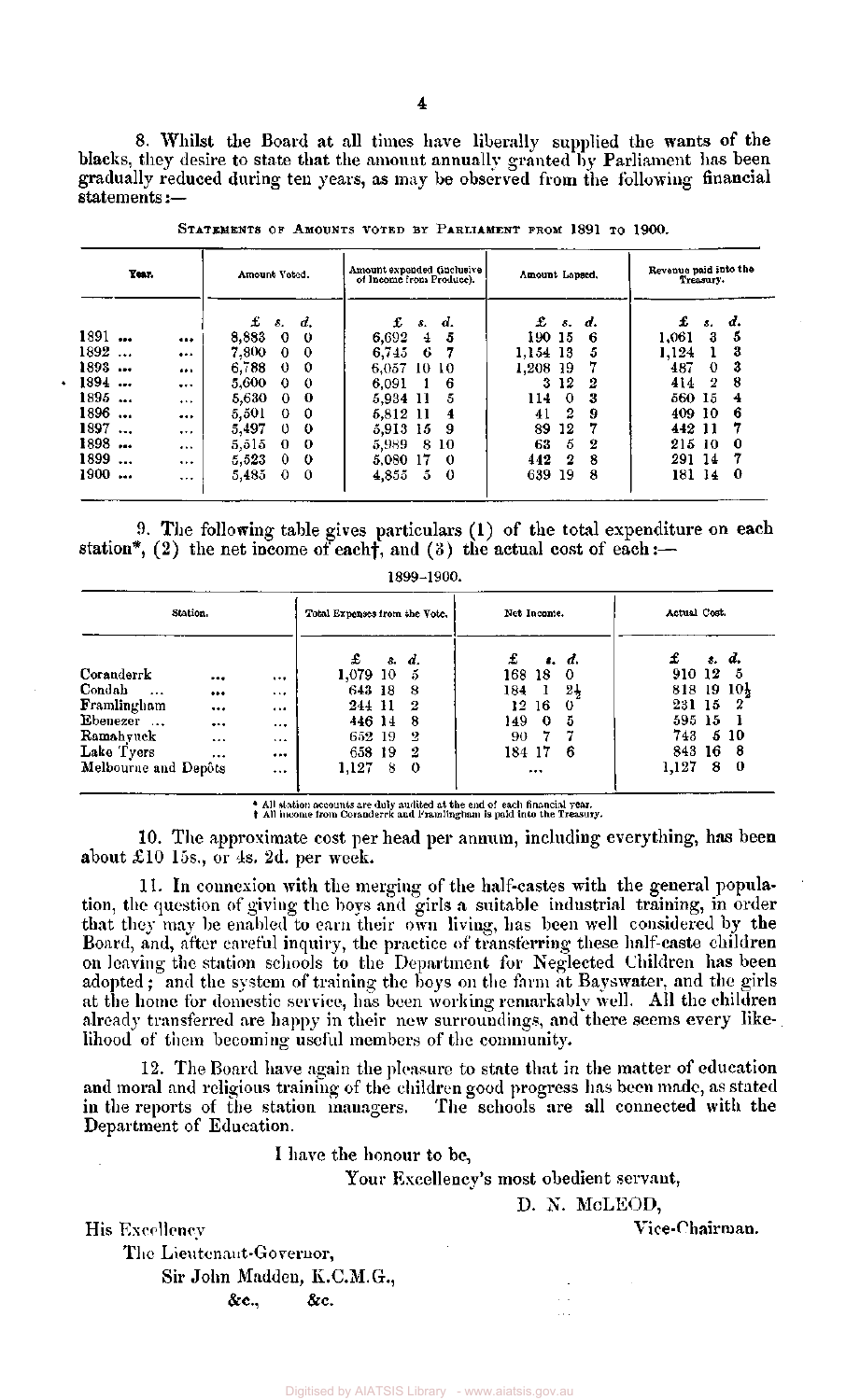8. Whilst the Board at all times have liberally supplied the wants of the blacks, they desire to state that the amount annually granted by Parliament has been gradually reduced during ten years, as may be observed from the following financial statements:—

STATEMENTS OF AMOUNTS VOTED BY PARLIAMENT FROM 1891 TO 1900.

| Year. | Amount Voted. | Amount expended (inclusive of Income from Produce). | Amount Lapsed. | Revenue paid into the Treasury. |
|---|---|---|---|---|
| | £ s. d. | £ s. d. | £ s. d. | £ s. d. |
| 1891 ... ... | 8,883 0 0 | 6,692 4 5 | 190 15 6 | 1,061 3 5 |
| 1892 ... ... | 7,800 0 0 | 6,745 6 7 | 1,154 13 5 | 1,124 1 3 |
| 1893 ... ... | 6,788 0 0 | 6,057 10 10 | 1,208 19 7 | 487 0 3 |
| 1894 ... ... | 5,600 0 0 | 6,091 1 6 | 3 12 2 | 414 2 8 |
| 1895 ... ... | 5,630 0 0 | 5,934 11 5 | 114 0 3 | 560 15 4 |
| 1896 ... ... | 5,501 0 0 | 5,812 11 4 | 41 2 9 | 409 10 6 |
| 1897 ... ... | 5,497 0 0 | 5,913 15 9 | 89 12 7 | 442 11 7 |
| 1898 ... ... | 5,515 0 0 | 5,989 8 10 | 63 5 2 | 215 10 0 |
| 1899 ... ... | 5,523 0 0 | 5,080 17 0 | 442 2 8 | 291 14 7 |
| 1900 ... ... | 5,485 0 0 | 4,855 5 0 | 639 19 8 | 181 14 0 |

9. The following table gives particulars (1) of the total expenditure on each station*, (2) the net income of each†, and (3) the actual cost of each:—

1899–1900.

| Station. | Total Expenses from the Vote. | Net Income. | Actual Cost. |
|---|---|---|---|
| | £ s. d. | £ s. d. | £ s. d. |
| Coranderrk ... ... | 1,079 10 5 | 168 18 0 | 910 12 5 |
| Condah ... ... ... | 643 18 8 | 184 1 2½ | 818 19 10½ |
| Framlingham ... ... | 244 11 2 | 12 16 0 | 231 15 2 |
| Ebenezer ... ... ... | 446 14 8 | 149 0 5 | 595 15 1 |
| Ramahyuck ... ... | 652 19 2 | 90 7 7 | 743 5 10 |
| Lake Tyers ... ... | 658 19 2 | 184 17 6 | 843 16 8 |
| Melbourne and Depôts ... | 1,127 8 0 | ... | 1,127 8 0 |

\* All station accounts are duly audited at the end of each financial year.
† All income from Coranderrk and Framlingham is paid into the Treasury.

10. The approximate cost per head per annum, including everything, has been about £10 15s., or 4s. 2d. per week.

11. In connexion with the merging of the half-castes with the general population, the question of giving the boys and girls a suitable industrial training, in order that they may be enabled to earn their own living, has been well considered by the Board, and, after careful inquiry, the practice of transferring these half-caste children on leaving the station schools to the Department for Neglected Children has been adopted; and the system of training the boys on the farm at Bayswater, and the girls at the home for domestic service, has been working remarkably well. All the children already transferred are happy in their new surroundings, and there seems every likelihood of them becoming useful members of the community.

12. The Board have again the pleasure to state that in the matter of education and moral and religious training of the children good progress has been made, as stated in the reports of the station managers. The schools are all connected with the Department of Education.

I have the honour to be,

Your Excellency's most obedient servant,

D. N. McLEOD,
Vice-Chairman.

His Excellency
The Lieutenant-Governor,
Sir John Madden, K.C.M.G.,
&c., &c.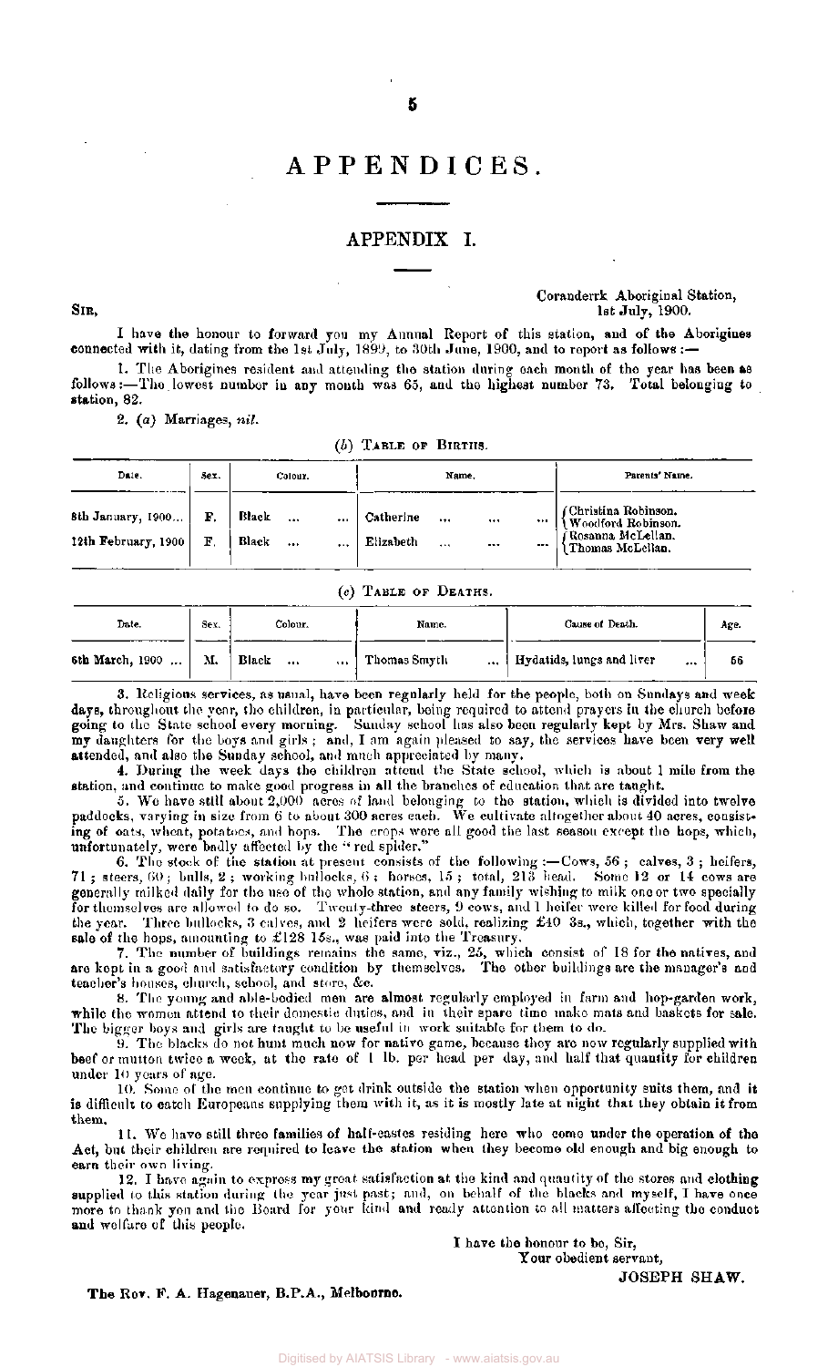# APPENDICES.

## APPENDIX I.

Coranderrk Aboriginal Station,
1st July, 1900.

SIR,

I have the honour to forward you my Annual Report of this station, and of the Aborigines connected with it, dating from the 1st July, 1899, to 30th June, 1900, and to report as follows :—

1. The Aborigines resident and attending the station during each month of the year has been as follows :—The lowest number in any month was 65, and the highest number 73. Total belonging to station, 82.

2. (*a*) Marriages, *nil.*

(*b*) TABLE OF BIRTHS.

| Date. | Sex. | Colour. | Name. | Parents' Name. |
|---|---|---|---|---|
| 8th January, 1900... | F. | Black ... ... | Catherine ... ... ... | Christina Robinson. Woodford Robinson. |
| 12th February, 1900 | F. | Black ... ... | Elizabeth ... ... ... | Rosanna McLellan. Thomas McLellan. |

(*c*) TABLE OF DEATHS.

| Date. | Sex. | Colour. | Name. | Cause of Death. | Age. |
|---|---|---|---|---|---|
| 6th March, 1900 ... | M. | Black ... ... | Thomas Smyth ... | Hydatids, lungs and liver ... | 56 |

3. Religious services, as usual, have been regularly held for the people, both on Sundays and week days, throughout the year, the children, in particular, being required to attend prayers in the church before going to the State school every morning. Sunday school has also been regularly kept by Mrs. Shaw and my daughters for the boys and girls; and, I am again pleased to say, the services have been very well attended, and also the Sunday school, and much appreciated by many.

4. During the week days the children attend the State school, which is about 1 mile from the station, and continue to make good progress in all the branches of education that are taught.

5. We have still about 2,000 acres of land belonging to the station, which is divided into twelve paddocks, varying in size from 6 to about 300 acres each. We cultivate altogether about 40 acres, consisting of oats, wheat, potatoes, and hops. The crops were all good the last season except the hops, which, unfortunately, were badly affected by the "red spider."

6. The stock of the station at present consists of the following :—Cows, 56; calves, 3; heifers, 71; steers, 60; bulls, 2; working bullocks, 6; horses, 15; total, 213 head. Some 12 or 14 cows are generally milked daily for the use of the whole station, and any family wishing to milk one or two specially for themselves are allowed to do so. Twenty-three steers, 9 cows, and 1 heifer were killed for food during the year. Three bullocks, 3 calves, and 2 heifers were sold, realizing £40 3s., which, together with the sale of the hops, amounting to £128 15s., was paid into the Treasury.

7. The number of buildings remains the same, viz., 25, which consist of 18 for the natives, and are kept in a good and satisfactory condition by themselves. The other buildings are the manager's and teacher's houses, church, school, and store, &c.

8. The young and able-bodied men are almost regularly employed in farm and hop-garden work, while the women attend to their domestic duties, and in their spare time make mats and baskets for sale. The bigger boys and girls are taught to be useful in work suitable for them to do.

9. The blacks do not hunt much now for native game, because they are now regularly supplied with beef or mutton twice a week, at the rate of 1 lb. per head per day, and half that quantity for children under 10 years of age.

10. Some of the men continue to get drink outside the station when opportunity suits them, and it is difficult to catch Europeans supplying them with it, as it is mostly late at night that they obtain it from them.

11. We have still three families of half-castes residing here who come under the operation of the Act, but their children are required to leave the station when they become old enough and big enough to earn their own living.

12. I have again to express my great satisfaction at the kind and quantity of the stores and clothing supplied to this station during the year just past; and, on behalf of the blacks and myself, I have once more to thank you and the Board for your kind and ready attention to all matters affecting the conduct and welfare of this people.

I have the honour to be, Sir,
Your obedient servant,
JOSEPH SHAW.

The Rev. F. A. Hagenauer, B.P.A., Melbourne.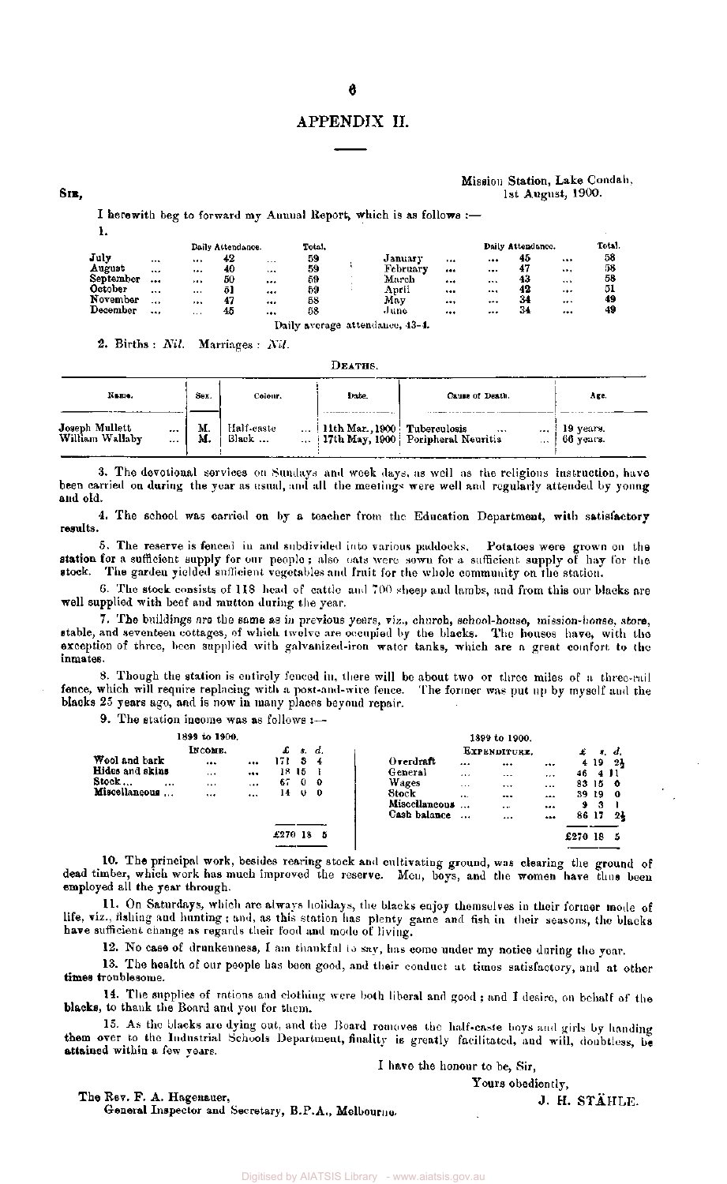# APPENDIX II.

Mission Station, Lake Condah,
1st August, 1900.

Sir,

I herewith beg to forward my Annual Report, which is as follows :—

1.

| | Daily Attendance. | Total. | | Daily Attendance. | Total. |
|---|---|---|---|---|---|
| July | 42 | 59 | January | 45 | 58 |
| August | 40 | 59 | February | 47 | 58 |
| September | 50 | 59 | March | 43 | 58 |
| October | 51 | 59 | April | 42 | 51 |
| November | 47 | 58 | May | 34 | 49 |
| December | 45 | 58 | June | 34 | 49 |

Daily average attendance, 43·4.

2. Births : *Nil.* Marriages : *Nil.*

DEATHS.

| Name. | Sex. | Colour. | Date. | Cause of Death. | Age. |
|---|---|---|---|---|---|
| Joseph Mullett | M. | Half-caste | 11th Mar., 1900 | Tuberculosis | 19 years. |
| William Wallaby | M. | Black | 17th May, 1900 | Peripheral Neuritis | 66 years. |

3. The devotional services on Sundays and week days, as well as the religious instruction, have been carried on during the year as usual, and all the meetings were well and regularly attended by young and old.

4. The school was carried on by a teacher from the Education Department, with satisfactory results.

5. The reserve is fenced in and subdivided into various paddocks. Potatoes were grown on the station for a sufficient supply for our people ; also oats were sown for a sufficient supply of hay for the stock. The garden yielded sufficient vegetables and fruit for the whole community on the station.

6. The stock consists of 118 head of cattle and 700 sheep and lambs, and from this our blacks are well supplied with beef and mutton during the year.

7. The buildings are the same as in previous years, viz., church, school-house, mission-house, store, stable, and seventeen cottages, of which twelve are occupied by the blacks. The houses have, with the exception of three, been supplied with galvanized-iron water tanks, which are a great comfort to the inmates.

8. Though the station is entirely fenced in, there will be about two or three miles of a three-rail fence, which will require replacing with a post-and-wire fence. The former was put up by myself and the blacks 25 years ago, and is now in many places beyond repair.

9. The station income was as follows :—

| 1899 to 1900. Income. | £ s. d. | 1899 to 1900. Expenditure. | £ s. d. |
|---|---|---|---|
| Wool and bark | 171 3 4 | Overdraft | 4 19 2½ |
| Hides and skins | 18 15 1 | General | 46 4 11 |
| Stock | 67 0 0 | Wages | 83 15 6 |
| Miscellaneous | 14 0 0 | Stock | 39 19 0 |
| | | Miscellaneous | 9 3 1 |
| | | Cash balance | 86 17 2½ |
| | £270 18 5 | | £270 18 5 |

10. The principal work, besides rearing stock and cultivating ground, was clearing the ground of dead timber, which work has much improved the reserve. Men, boys, and the women have thus been employed all the year through.

11. On Saturdays, which are always holidays, the blacks enjoy themselves in their former mode of life, viz., fishing and hunting ; and, as this station has plenty game and fish in their seasons, the blacks have sufficient change as regards their food and mode of living.

12. No case of drunkenness, I am thankful to say, has come under my notice during the year.

13. The health of our people has been good, and their conduct at times satisfactory, and at other times troublesome.

14. The supplies of rations and clothing were both liberal and good ; and I desire, on behalf of the blacks, to thank the Board and you for them.

15. As the blacks are dying out, and the Board removes the half-caste boys and girls by handing them over to the Industrial Schools Department, finality is greatly facilitated, and will, doubtless, be attained within a few years.

I have the honour to be, Sir,

Yours obediently,

J. H. STÄHLE.

The Rev. F. A. Hagenauer,
General Inspector and Secretary, B.P.A., Melbourne.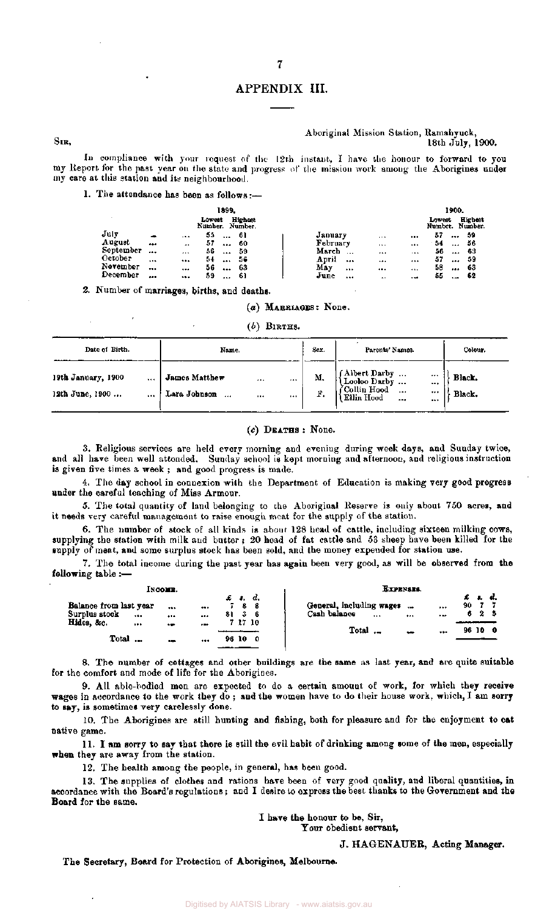# APPENDIX III.

Aboriginal Mission Station, Ramahyuck,
18th July, 1900.

SIR,

In compliance with your request of the 12th instant, I have the honour to forward to you my Report for the past year on the state and progress of the mission work among the Aborigines under my care at this station and its neighbourhood.

1. The attendance has been as follows:—

| 1899. | Lowest Number. | Highest Number. | 1900. | Lowest Number. | Highest Number. |
|---|---|---|---|---|---|
| July | 55 | 61 | January | 57 | 59 |
| August | 57 | 60 | February | 54 | 56 |
| September | 56 | 59 | March | 56 | 63 |
| October | 54 | 56 | April | 57 | 59 |
| November | 56 | 63 | May | 58 | 63 |
| December | 59 | 61 | June | 55 | 62 |

2. Number of marriages, births, and deaths.

(*a*) MARRIAGES: None.

(*b*) BIRTHS.

| Date of Birth. | Name. | Sex. | Parents' Names. | Colour. |
|---|---|---|---|---|
| 19th January, 1900 | James Matthew | M. | Albert Darby / Looloo Darby | Black. |
| 12th June, 1900 | Lara Johnson | F. | Collin Hood / Ellin Hood | Black. |

(*c*) DEATHS: None.

3. Religious services are held every morning and evening during week days, and Sunday twice, and all have been well attended. Sunday school is kept morning and afternoon, and religious instruction is given five times a week; and good progress is made.

4. The day school in connexion with the Department of Education is making very good progress under the careful teaching of Miss Armour.

5. The total quantity of land belonging to the Aboriginal Reserve is only about 750 acres, and it needs very careful management to raise enough meat for the supply of the station.

6. The number of stock of all kinds is about 128 head of cattle, including sixteen milking cows, supplying the station with milk and butter; 20 head of fat cattle and 53 sheep have been killed for the supply of meat, and some surplus stock has been sold, and the money expended for station use.

7. The total income during the past year has again been very good, as will be observed from the following table:—

| INCOME. | £ | s. | d. | EXPENSES. | £ | s. | d. |
|---|---|---|---|---|---|---|---|
| Balance from last year | 7 | 8 | 8 | General, including wages | 90 | 7 | 7 |
| Surplus stock | 81 | 3 | 6 | Cash balance | 6 | 2 | 5 |
| Hides, &c. | 7 | 17 | 10 | | | | |
| Total | 96 | 10 | 0 | Total | 96 | 10 | 0 |

8. The number of cottages and other buildings are the same as last year, and are quite suitable for the comfort and mode of life for the Aborigines.

9. All able-bodied men are expected to do a certain amount of work, for which they receive wages in accordance to the work they do; and the women have to do their house work, which, I am sorry to say, is sometimes very carelessly done.

10. The Aborigines are still hunting and fishing, both for pleasure and for the enjoyment to eat native game.

11. I am sorry to say that there is still the evil habit of drinking among some of the men, especially when they are away from the station.

12. The health among the people, in general, has been good.

13. The supplies of clothes and rations have been of very good quality, and liberal quantities, in accordance with the Board's regulations; and I desire to express the best thanks to the Government and the Board for the same.

I have the honour to be, Sir,
Your obedient servant,

J. HAGENAUER, Acting Manager.

The Secretary, Board for Protection of Aborigines, Melbourne.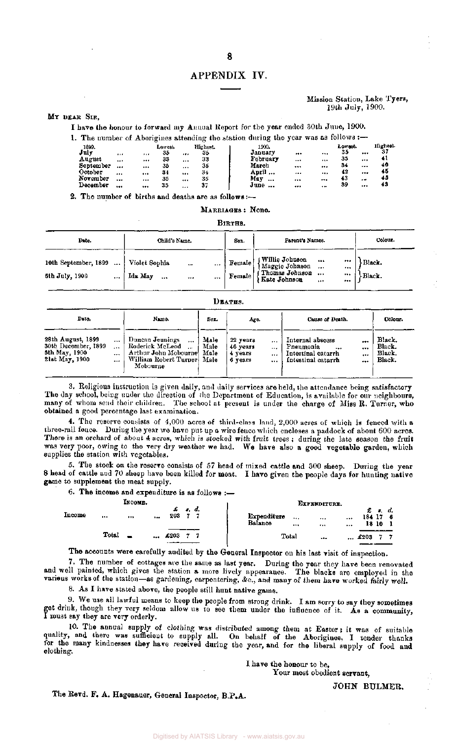## APPENDIX IV.

Mission Station, Lake Tyers,
19th July, 1900.

My dear Sir,

I have the honour to forward my Annual Report for the year ended 30th June, 1900.

1. The number of Aborigines attending the station during the year was as follows :—

| 1899. | Lowest. | Highest. | 1900. | Lowest. | Highest. |
|---|---|---|---|---|---|
| July | 35 | 35 | January | 35 | 37 |
| August | 33 | 33 | February | 35 | 41 |
| September | 35 | 35 | March | 34 | 40 |
| October | 34 | 34 | April | 42 | 45 |
| November | 35 | 35 | May | 43 | 43 |
| December | 35 | 37 | June | 39 | 43 |

2. The number of births and deaths are as follows :—

Marriages : None.

Births.

| Date. | Child's Name. | Sex. | Parent's Names. | Colour. |
|---|---|---|---|---|
| 10th September, 1899 | Violet Sophia | Female | Willie Johnson, Maggie Johnson | Black. |
| 5th July, 1900 | Ida May | Female | Thomas Johnson, Kate Johnson | Black. |

Deaths.

| Date. | Name. | Sex. | Age. | Cause of Death. | Colour. |
|---|---|---|---|---|---|
| 28th August, 1899 | Duncan Jennings | Male | 22 years | Internal abscess | Black. |
| 30th December, 1899 | Roderick McLeod | Male | 46 years | Pneumonia | Black. |
| 5th May, 1900 | Arthur John Mobourne | Male | 4 years | Intestinal catarrh | Black. |
| 21st May, 1900 | William Robert Turner Mobourne | Male | 6 years | Intestinal catarrh | Black. |

3. Religious instruction is given daily, and daily services are held, the attendance being satisfactory The day school, being under the direction of the Department of Education, is available for our neighbours, many of whom send their children. The school at present is under the charge of Miss R. Turner, who obtained a good percentage last examination.

4. The reserve consists of 4,000 acres of third-class land, 2,000 acres of which is fenced with a three-rail fence. During the year we have put up a wire fence which encloses a paddock of about 600 acres. There is an orchard of about 4 acres, which is stocked with fruit trees ; during the late season the fruit was very poor, owing to the very dry weather we had. We have also a good vegetable garden, which supplies the station with vegetables.

5. The stock on the reserve consists of 57 head of mixed cattle and 300 sheep. During the year 8 head of cattle and 70 sheep have been killed for meat. I have given the people days for hunting native game to supplement the meat supply.

6. The income and expenditure is as follows :—

| Income. | £ s. d. | Expenditure. | £ s. d. |
|---|---|---|---|
| Income | 203 7 7 | Expenditure | 184 17 6 |
| | | Balance | 18 10 1 |
| Total | £203 7 7 | Total | £203 7 7 |

The accounts were carefully audited by the General Inspector on his last visit of inspection.

7. The number of cottages are the same as last year. During the year they have been renovated and well painted, which gives the station a more lively appearance. The blacks are employed in the various works of the station—as gardening, carpentering, &c., and many of them have worked fairly well.

8. As I have stated above, the people still hunt native game.

9. We use all lawful means to keep the people from strong drink. I am sorry to say they sometimes get drink, though they very seldom allow us to see them under the influence of it. As a community, I must say they are very orderly.

10. The annual supply of clothing was distributed among them at Easter ; it was of suitable quality, and there was sufficient to supply all. On behalf of the Aborigines, I tender thanks for the many kindnesses they have received during the year, and for the liberal supply of food and clothing.

I have the honour to be,
Your most obedient servant,

JOHN BULMER.

The Revd. F. A. Hagenauer, General Inspector, B.P.A.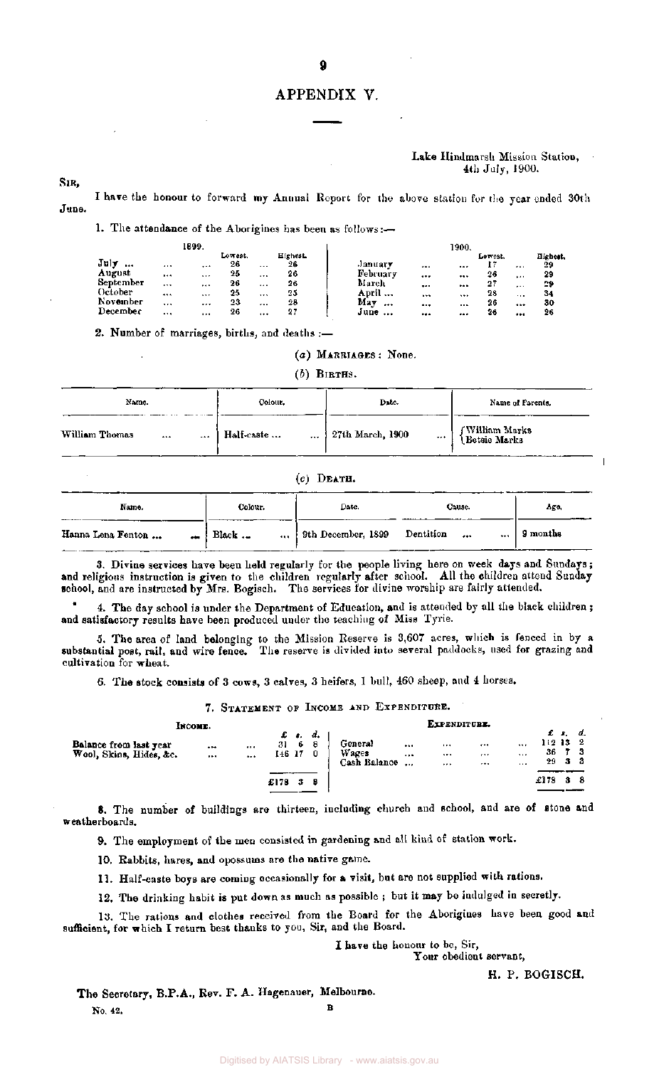# APPENDIX V.

Lake Hindmarsh Mission Station,
4th July, 1900.

SIR,

I have the honour to forward my Annual Report for the above station for the year ended 30th June.

1. The attendance of the Aborigines has been as follows:—

| 1899. | Lowest. | Highest. | 1900. | Lowest. | Highest. |
|---|---|---|---|---|---|
| July ... | 26 | 26 | January | 17 | 29 |
| August | 25 | 26 | February | 26 | 29 |
| September | 26 | 26 | March | 27 | 29 |
| October | 25 | 25 | April ... | 28 | 34 |
| November | 23 | 28 | May ... | 26 | 30 |
| December | 26 | 27 | June ... | 26 | 26 |

2. Number of marriages, births, and deaths :—

(*a*) MARRIAGES: None.

(*b*) BIRTHS.

| Name. | Colour. | Date. | Name of Parents. |
|---|---|---|---|
| William Thomas | Half-caste ... | 27th March, 1900 | William Marks<br>Betsie Marks |

(*c*) DEATH.

| Name. | Colour. | Date. | Cause. | Age. |
|---|---|---|---|---|
| Hanna Lena Fenton ... | Black ... | 9th December, 1899 | Dentition | 9 months |

3. Divine services have been held regularly for the people living here on week days and Sundays; and religious instruction is given to the children regularly after school. All the children attend Sunday school, and are instructed by Mrs. Bogisch. The services for divine worship are fairly attended.

4. The day school is under the Department of Education, and is attended by all the black children; and satisfactory results have been produced under the teaching of Miss Tyrie.

5. The area of land belonging to the Mission Reserve is 3,607 acres, which is fenced in by a substantial post, rail, and wire fence. The reserve is divided into several paddocks, used for grazing and cultivation for wheat.

6. The stock consists of 3 cows, 3 calves, 3 heifers, 1 bull, 460 sheep, and 4 horses.

7. STATEMENT OF INCOME AND EXPENDITURE.

| INCOME. | £ s. d. | EXPENDITURE. | £ s. d. |
|---|---|---|---|
| Balance from last year ... | 31 6 8 | General ... | 112 13 2 |
| Wool, Skins, Hides, &c. ... | 146 17 0 | Wages ... | 36 7 3 |
| | | Cash Balance ... | 29 3 3 |
| | £178 3 8 | | £178 3 8 |

8. The number of buildings are thirteen, including church and school, and are of stone and weatherboards.

9. The employment of the men consisted in gardening and all kind of station work.

10. Rabbits, hares, and opossums are the native game.

11. Half-caste boys are coming occasionally for a visit, but are not supplied with rations.

12. The drinking habit is put down as much as possible; but it may be indulged in secretly.

13. The rations and clothes received from the Board for the Aborigines have been good and sufficient, for which I return best thanks to you, Sir, and the Board.

I have the honour to be, Sir,
Your obedient servant,

H. P. BOGISCH.

The Secretary, B.P.A., Rev. F. A. Hagenauer, Melbourne.

No. 42. B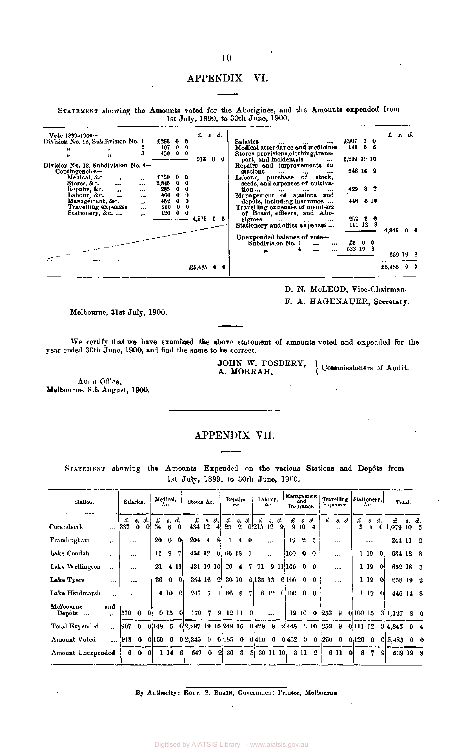# APPENDIX VI.

STATEMENT showing the Amounts voted for the Aborigines, and the Amounts expended from 1st July, 1899, to 30th June, 1900.

| | | £ s. d. | | | £ s. d. |
|---|---|---|---|---|---|
| Vote 1899-1900— | | | Salaries ... ... ... | £907 0 0 | |
| Division No. 18, Subdivision No. 1 | £266 0 0 | | Medical attendance and medicines | 148 5 6 | |
| " " 2 | 197 0 0 | | Stores, provisions, clothing, transport, and incidentals ... | 2,297 19 10 | |
| " " 3 | 450 0 0 | 913 0 0 | Repairs and improvements to stations ... ... ... | 248 16 9 | |
| Division No. 18, Subdivision No. 4— Contingencies— | | | Labour, purchase of stock, seeds, and expenses of cultivation ... ... ... | 429 8 2 | |
| Medical, &c. ... ... | £150 0 0 | | Management of stations and depôts, including insurance ... | 448 8 10 | |
| Stores, &c. ... ... | 2,845 0 0 | | Travelling expenses of members of Board, officers, and Aborigines ... ... ... | 253 9 0 | |
| Repairs, &c. ... ... | 285 0 0 | | Stationery and office expenses ... | 111 12 3 | 4,845 0 4 |
| Labour, &c. ... ... | 460 0 0 | | Unexpended balance of vote— | | |
| Management, &c. ... | 452 0 0 | | Subdivision No. 1 ... ... | £6 0 0 | |
| Travelling expenses ... | 260 0 0 | | " 4 ... ... | 633 19 8 | 639 19 8 |
| Stationery, &c. ... ... | 120 0 0 | 4,572 0 0 | | | |
| | | £5,485 0 0 | | | £5,485 0 0 |

D. N. McLEOD, Vice-Chairman.
F. A. HAGENAUER, Secretary.

Melbourne, 31st July, 1900.

We certify that we have examined the above statement of amounts voted and expended for the year ended 30th June, 1900, and find the same to be correct.

JOHN W. FOSBERY,
A. MORRAH, } Commissioners of Audit.

Audit Office,
Melbourne, 8th August, 1900.

# APPENDIX VII.

STATEMENT showing the Amounts Expended on the various Stations and Depôts from 1st July, 1899, to 30th June, 1900.

| Station. | Salaries. £ s. d. | Medical, &c. £ s. d. | Stores, &c. £ s. d. | Repairs, &c. £ s. d. | Labour, &c. £ s. d. | Management and Insurance. £ s. d. | Travelling Expenses. £ s. d. | Stationery, &c. £ s. d. | Total. £ s. d. |
|---|---|---|---|---|---|---|---|---|---|
| Coranderrk ... | 337 0 0 | 54 6 0 | 434 12 4 | 25 2 0 | 215 12 9 | 9 16 4 | ... | 3 1 0 | 1,079 10 5 |
| Framlingham ... | ... | 20 0 0 | 204 4 8 | 1 4 0 | ... | 19 2 6 | ... | ... | 244 11 2 |
| Lake Condah ... | ... | 11 9 7 | 454 12 0 | 66 18 1 | ... | 100 0 0 | ... | 1 19 0 | 634 18 8 |
| Lake Wellington ... | ... | 21 4 11 | 431 19 10 | 26 4 7 | 71 9 11 | 100 0 0 | ... | 1 19 0 | 652 18 3 |
| Lake Tyers ... | ... | 36 0 0 | 354 16 2 | 30 10 6 | 135 13 6 | 100 0 0 | ... | 1 19 0 | 658 19 2 |
| Lake Hindmarsh ... | ... | 4 10 0 | 247 7 1 | 86 6 7 | 6 12 0 | 100 0 0 | ... | 1 19 0 | 446 14 8 |
| Melbourne and Depôts ... | 570 0 0 | 0 15 0 | 170 7 9 | 12 11 0 | ... | 19 10 0 | 253 9 0 | 100 15 3 | 1,127 8 0 |
| Total Expended ... | 907 0 0 | 148 5 6 | 2,297 19 10 | 248 16 9 | 429 8 2 | 448 8 10 | 253 9 0 | 111 12 3 | 4,845 0 4 |
| Amount Voted ... | 913 0 0 | 150 0 0 | 2,845 0 0 | 285 0 0 | 460 0 0 | 452 0 0 | 260 0 0 | 120 0 0 | 5,485 0 0 |
| Amount Unexpended | 6 0 0 | 1 14 6 | 547 0 2 | 36 3 3 | 30 11 10 | 3 11 2 | 6 11 0 | 8 7 9 | 639 19 8 |

By Authority: ROBT. S. BRAIN, Government Printer, Melbourne.